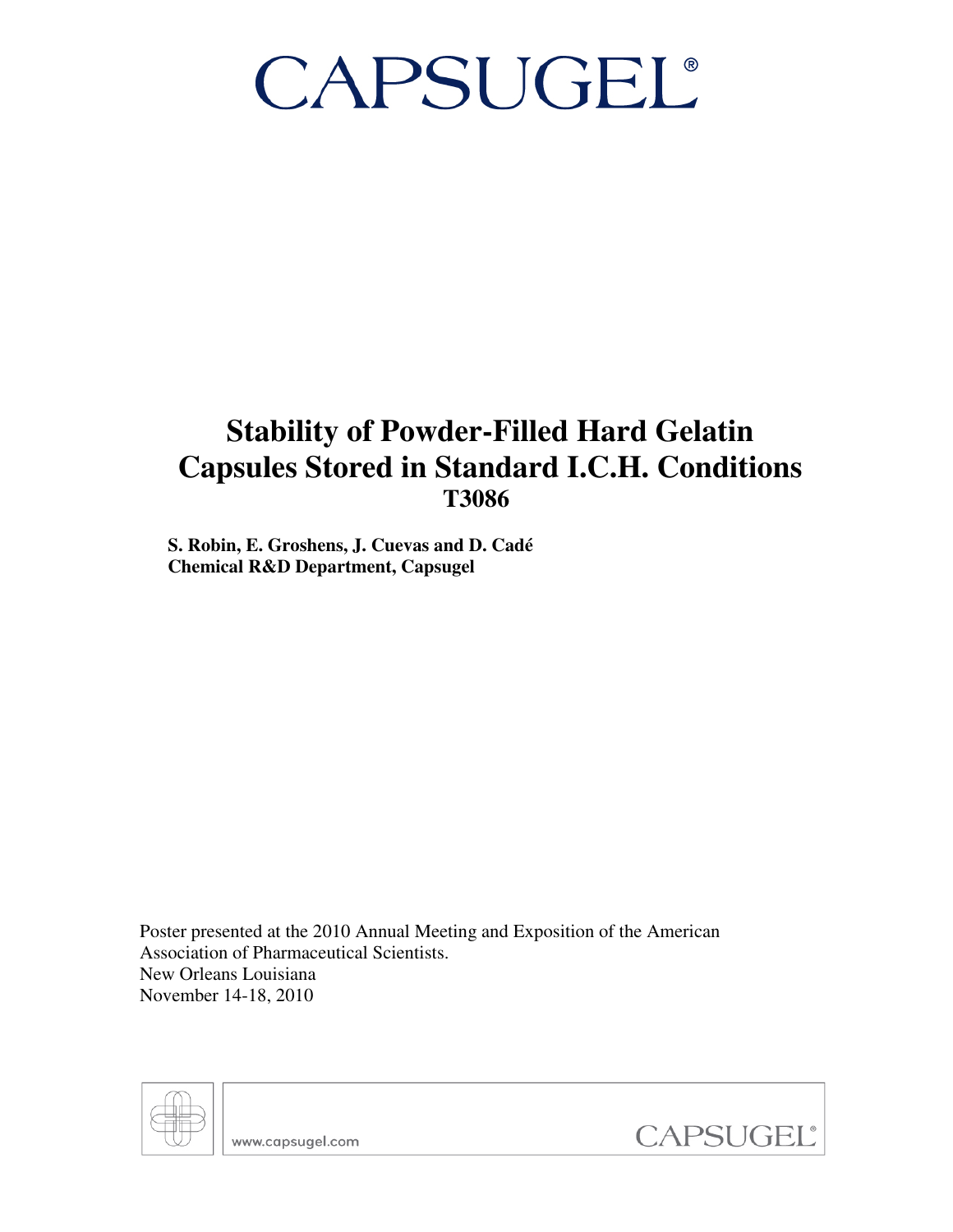# CAPSUGEL®

# Stability of Powder-Filled Hard Gelatin Capsules Stored in Standard I.C.H. Conditions

## T3086

**S. Robin, E. Groshens, J. Cuevas and D. Cadé**
**Chemical R&D Department, Capsugel**

Poster presented at the 2010 Annual Meeting and Exposition of the American Association of Pharmaceutical Scientists.
New Orleans Louisiana
November 14-18, 2010

www.capsugel.com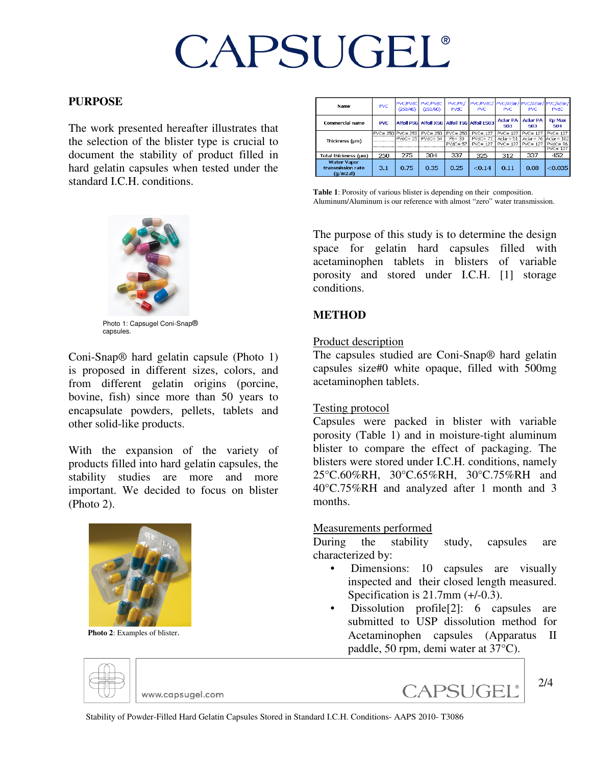# CAPSUGEL®

## PURPOSE

The work presented hereafter illustrates that the selection of the blister type is crucial to document the stability of product filled in hard gelatin capsules when tested under the standard I.C.H. conditions.

Photo 1: Capsugel Coni-Snap® capsules.

Coni-Snap® hard gelatin capsule (Photo 1) is proposed in different sizes, colors, and from different gelatin origins (porcine, bovine, fish) since more than 50 years to encapsulate powders, pellets, tablets and other solid-like products.

With the expansion of the variety of products filled into hard gelatin capsules, the stability studies are more and more important. We decided to focus on blister (Photo 2).

**Photo 2**: Examples of blister.

| Name | PVC | PVC/PVdC (250/40) | PVC/PVdC (250/90) | PVC/PE/PVdC | PVC/PVdC/PVC | PVC/Aclar/PVC | PVC/Aclar/PVC | PVC/Aclar/PVdC |
|---|---|---|---|---|---|---|---|---|
| Commercial name | PVC | Alfoil P50 | Alfoil X50 | Alfoil T50 | Alfoil E503 | Aclar PA 503 | Aclar PA 503 | Kp Max 504 |
| Thickness (µm) | PVC= 250 | PVC= 250 PVdC= 25 | PVC= 250 PVdC= 54 | PVC= 250 PE= 30 PVdC= 57 | PVC= 127 PVdC= 71 PVC= 127 | PVC= 127 Aclar= 51 PVC= 127 | PVC= 127 Aclar= 76 PVC= 127 | PVC= 127 Aclar= 102 PVdC= 96 PVC= 127 |
| Total thickness (µm) | 250 | 275 | 304 | 337 | 325 | 312 | 337 | 452 |
| Water Vapor transmission rate (g/m2.d) | 3.1 | 0.75 | 0.35 | 0.25 | <0.14 | 0.11 | 0.08 | <0.035 |

**Table 1**: Porosity of various blister is depending on their composition. Aluminum/Aluminum is our reference with almost "zero" water transmission.

The purpose of this study is to determine the design space for gelatin hard capsules filled with acetaminophen tablets in blisters of variable porosity and stored under I.C.H. [1] storage conditions.

## METHOD

Product description

The capsules studied are Coni-Snap® hard gelatin capsules size#0 white opaque, filled with 500mg acetaminophen tablets.

Testing protocol

Capsules were packed in blister with variable porosity (Table 1) and in moisture-tight aluminum blister to compare the effect of packaging. The blisters were stored under I.C.H. conditions, namely 25°C.60%RH, 30°C.65%RH, 30°C.75%RH and 40°C.75%RH and analyzed after 1 month and 3 months.

Measurements performed

During the stability study, capsules are characterized by:

- Dimensions: 10 capsules are visually inspected and their closed length measured. Specification is 21.7mm (+/-0.3).
- Dissolution profile[2]: 6 capsules are submitted to USP dissolution method for Acetaminophen capsules (Apparatus II paddle, 50 rpm, demi water at 37°C).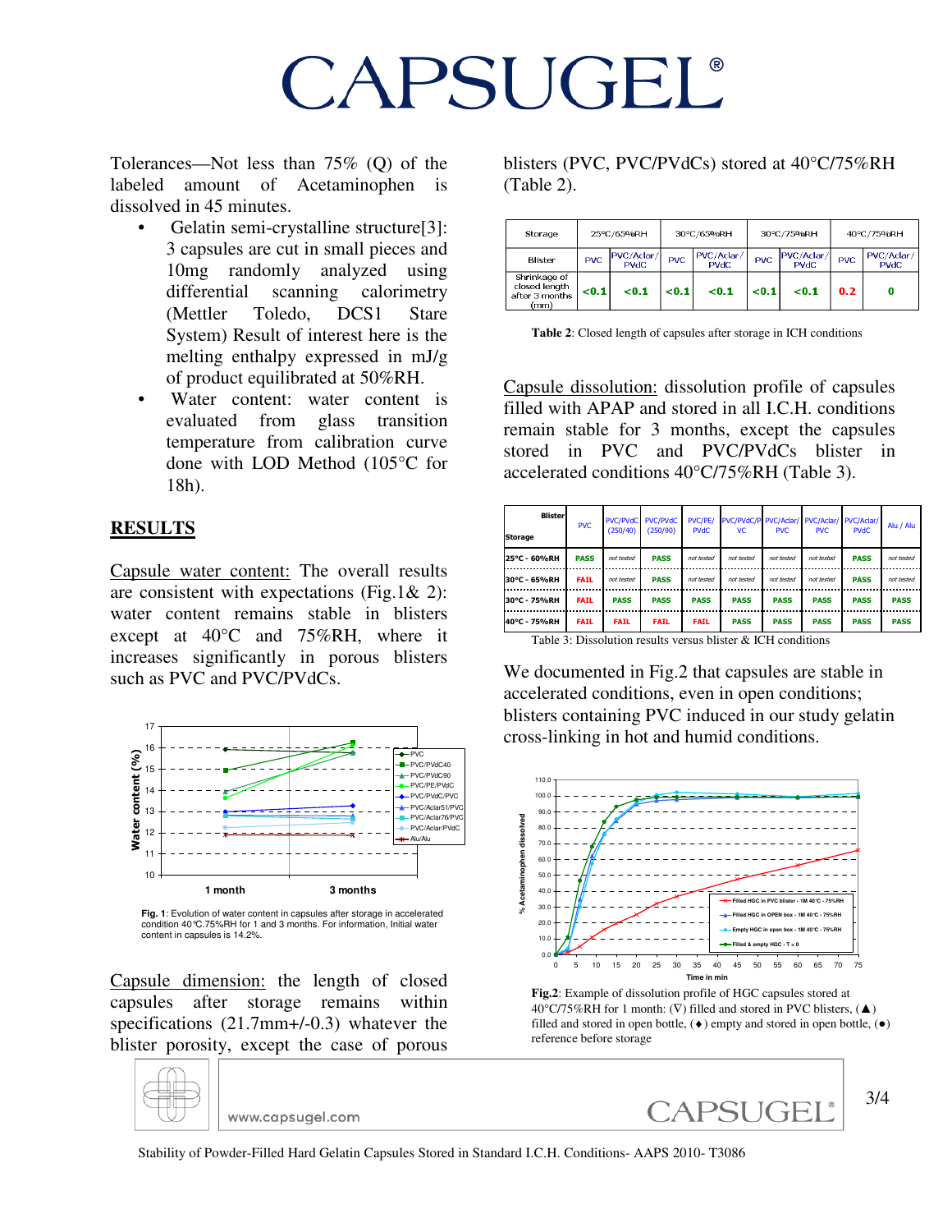Tolerances—Not less than 75% (Q) of the labeled amount of Acetaminophen is dissolved in 45 minutes.

- Gelatin semi-crystalline structure[3]: 3 capsules are cut in small pieces and 10mg randomly analyzed using differential scanning calorimetry (Mettler Toledo, DCS1 Stare System) Result of interest here is the melting enthalpy expressed in mJ/g of product equilibrated at 50%RH.
- Water content: water content is evaluated from glass transition temperature from calibration curve done with LOD Method (105°C for 18h).

## RESULTS

Capsule water content: The overall results are consistent with expectations (Fig.1& 2): water content remains stable in blisters except at 40°C and 75%RH, where it increases significantly in porous blisters such as PVC and PVC/PVdCs.

**Fig. 1**: Evolution of water content in capsules after storage in accelerated condition 40°C.75%RH for 1 and 3 months. For information, Initial water content in capsules is 14.2%.

Capsule dimension: the length of closed capsules after storage remains within specifications (21.7mm+/-0.3) whatever the blister porosity, except the case of porous blisters (PVC, PVC/PVdCs) stored at 40°C/75%RH (Table 2).

| Storage | 25°C/65%RH | | 30°C/65%RH | | 30°C/75%RH | | 40°C/75%RH | |
|---|---|---|---|---|---|---|---|---|
| Blister | PVC | PVC/Aclar/PVdC | PVC | PVC/Aclar/PVdC | PVC | PVC/Aclar/PVdC | PVC | PVC/Aclar/PVdC |
| Shrinkage of closed length after 3 months (mm) | <0.1 | <0.1 | <0.1 | <0.1 | <0.1 | <0.1 | 0.2 | 0 |

**Table 2**: Closed length of capsules after storage in ICH conditions

Capsule dissolution: dissolution profile of capsules filled with APAP and stored in all I.C.H. conditions remain stable for 3 months, except the capsules stored in PVC and PVC/PVdCs blister in accelerated conditions 40°C/75%RH (Table 3).

| Storage \ Blister | PVC | PVC/PVdC (250/40) | PVC/PVdC (250/90) | PVC/PE/PVdC | PVC/PVdC/PVC | PVC/Aclar/PVC | PVC/Aclar/PVC | PVC/Aclar/PVdC | Alu / Alu |
|---|---|---|---|---|---|---|---|---|---|
| 25°C - 60%RH | PASS | not tested | PASS | not tested | not tested | not tested | not tested | PASS | not tested |
| 30°C - 65%RH | FAIL | not tested | PASS | not tested | not tested | not tested | not tested | PASS | not tested |
| 30°C - 75%RH | FAIL | PASS | PASS | PASS | PASS | PASS | PASS | PASS | PASS |
| 40°C - 75%RH | FAIL | FAIL | FAIL | FAIL | PASS | PASS | PASS | PASS | PASS |

Table 3: Dissolution results versus blister & ICH conditions

We documented in Fig.2 that capsules are stable in accelerated conditions, even in open conditions; blisters containing PVC induced in our study gelatin cross-linking in hot and humid conditions.

**Fig.2**: Example of dissolution profile of HGC capsules stored at 40°C/75%RH for 1 month: (∇) filled and stored in PVC blisters, (▲) filled and stored in open bottle, (♦) empty and stored in open bottle, (●) reference before storage

Stability of Powder-Filled Hard Gelatin Capsules Stored in Standard I.C.H. Conditions- AAPS 2010- T3086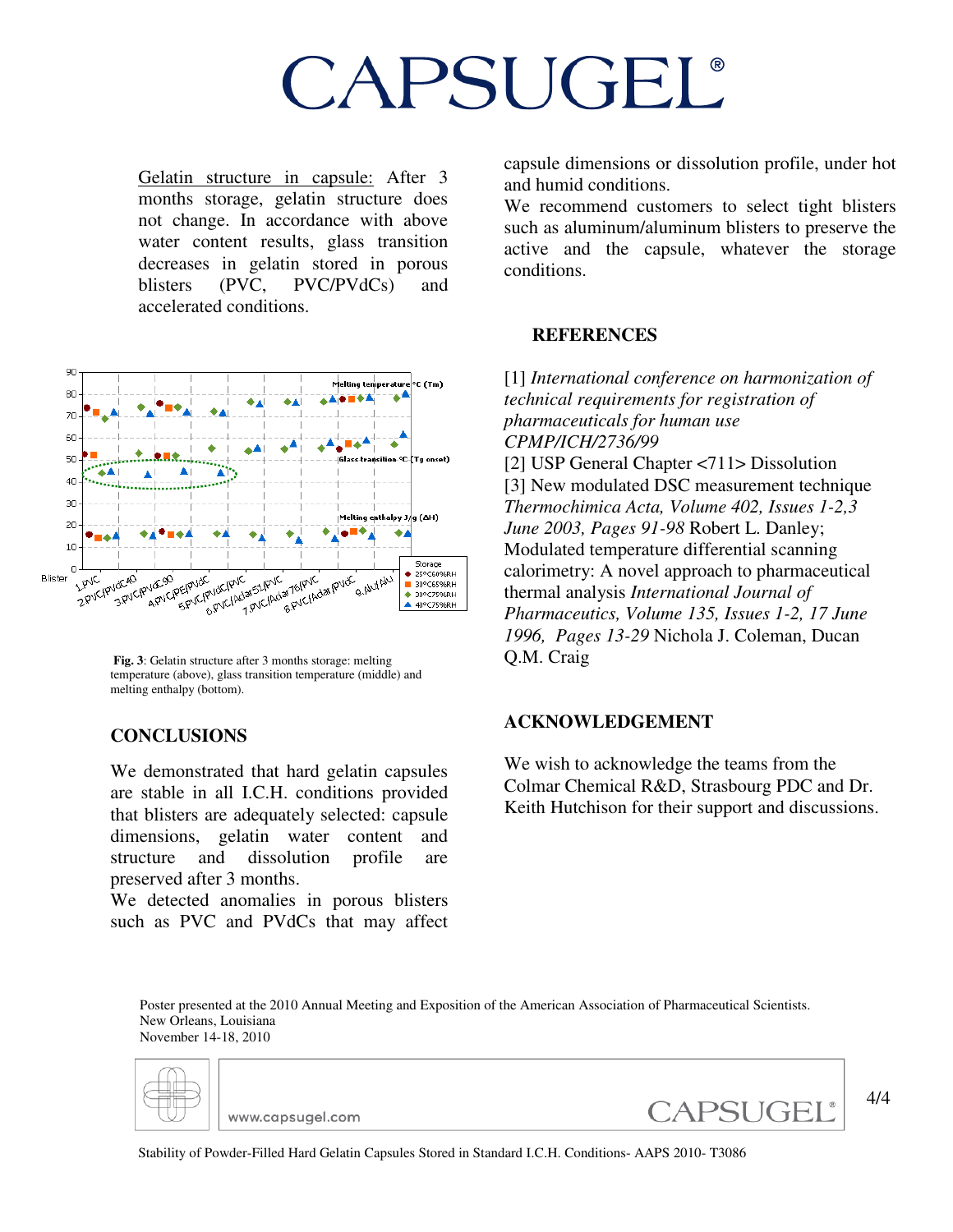Gelatin structure in capsule: After 3 months storage, gelatin structure does not change. In accordance with above water content results, glass transition decreases in gelatin stored in porous blisters (PVC, PVC/PVdCs) and accelerated conditions.

90
80
70
60
50
40
30
20
10
0

Melting temperature °C (Tm)
Glass transition °C (Tg onset)
Melting enthalpy J/g (ΔH)

Blister
1.PVC
2.PVC/PVdC40
3.PVC/PVdC90
4.PVC/PE/PVdC
5.PVC/PVdC/PVC
6.PVC/Aclar51/PVC
7.PVC/Aclar76/PVC
8.PVC/Aclar/PVdC
9.Alu/Alu

Storage
25°C60%RH
30°C65%RH
30°C75%RH
40°C75%RH

**Fig. 3**: Gelatin structure after 3 months storage: melting temperature (above), glass transition temperature (middle) and melting enthalpy (bottom).

## CONCLUSIONS

We demonstrated that hard gelatin capsules are stable in all I.C.H. conditions provided that blisters are adequately selected: capsule dimensions, gelatin water content and structure and dissolution profile are preserved after 3 months.

We detected anomalies in porous blisters such as PVC and PVdCs that may affect capsule dimensions or dissolution profile, under hot and humid conditions.

We recommend customers to select tight blisters such as aluminum/aluminum blisters to preserve the active and the capsule, whatever the storage conditions.

## REFERENCES

[1] *International conference on harmonization of technical requirements for registration of pharmaceuticals for human use CPMP/ICH/2736/99*

[2] USP General Chapter <711> Dissolution

[3] New modulated DSC measurement technique *Thermochimica Acta, Volume 402, Issues 1-2,3 June 2003, Pages 91-98* Robert L. Danley; Modulated temperature differential scanning calorimetry: A novel approach to pharmaceutical thermal analysis *International Journal of Pharmaceutics, Volume 135, Issues 1-2, 17 June 1996, Pages 13-29* Nichola J. Coleman, Ducan Q.M. Craig

## ACKNOWLEDGEMENT

We wish to acknowledge the teams from the Colmar Chemical R&D, Strasbourg PDC and Dr. Keith Hutchison for their support and discussions.

Poster presented at the 2010 Annual Meeting and Exposition of the American Association of Pharmaceutical Scientists.
New Orleans, Louisiana
November 14-18, 2010